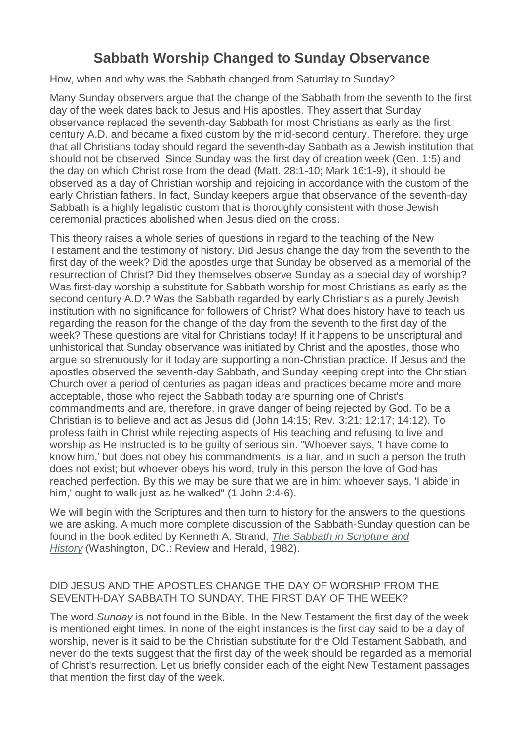# Sabbath Worship Changed to Sunday Observance

How, when and why was the Sabbath changed from Saturday to Sunday?

Many Sunday observers argue that the change of the Sabbath from the seventh to the first day of the week dates back to Jesus and His apostles. They assert that Sunday observance replaced the seventh-day Sabbath for most Christians as early as the first century A.D. and became a fixed custom by the mid-second century. Therefore, they urge that all Christians today should regard the seventh-day Sabbath as a Jewish institution that should not be observed. Since Sunday was the first day of creation week (Gen. 1:5) and the day on which Christ rose from the dead (Matt. 28:1-10; Mark 16:1-9), it should be observed as a day of Christian worship and rejoicing in accordance with the custom of the early Christian fathers. In fact, Sunday keepers argue that observance of the seventh-day Sabbath is a highly legalistic custom that is thoroughly consistent with those Jewish ceremonial practices abolished when Jesus died on the cross.

This theory raises a whole series of questions in regard to the teaching of the New Testament and the testimony of history. Did Jesus change the day from the seventh to the first day of the week? Did the apostles urge that Sunday be observed as a memorial of the resurrection of Christ? Did they themselves observe Sunday as a special day of worship? Was first-day worship a substitute for Sabbath worship for most Christians as early as the second century A.D.? Was the Sabbath regarded by early Christians as a purely Jewish institution with no significance for followers of Christ? What does history have to teach us regarding the reason for the change of the day from the seventh to the first day of the week? These questions are vital for Christians today! If it happens to be unscriptural and unhistorical that Sunday observance was initiated by Christ and the apostles, those who argue so strenuously for it today are supporting a non-Christian practice. If Jesus and the apostles observed the seventh-day Sabbath, and Sunday keeping crept into the Christian Church over a period of centuries as pagan ideas and practices became more and more acceptable, those who reject the Sabbath today are spurning one of Christ's commandments and are, therefore, in grave danger of being rejected by God. To be a Christian is to believe and act as Jesus did (John 14:15; Rev. 3:21; 12:17; 14:12). To profess faith in Christ while rejecting aspects of His teaching and refusing to live and worship as He instructed is to be guilty of serious sin. "Whoever says, 'I have come to know him,' but does not obey his commandments, is a liar, and in such a person the truth does not exist; but whoever obeys his word, truly in this person the love of God has reached perfection. By this we may be sure that we are in him: whoever says, 'I abide in him,' ought to walk just as he walked" (1 John 2:4-6).

We will begin with the Scriptures and then turn to history for the answers to the questions we are asking. A much more complete discussion of the Sabbath-Sunday question can be found in the book edited by Kenneth A. Strand, *The Sabbath in Scripture and History* (Washington, DC.: Review and Herald, 1982).

## DID JESUS AND THE APOSTLES CHANGE THE DAY OF WORSHIP FROM THE SEVENTH-DAY SABBATH TO SUNDAY, THE FIRST DAY OF THE WEEK?

The word *Sunday* is not found in the Bible. In the New Testament the first day of the week is mentioned eight times. In none of the eight instances is the first day said to be a day of worship, never is it said to be the Christian substitute for the Old Testament Sabbath, and never do the texts suggest that the first day of the week should be regarded as a memorial of Christ's resurrection. Let us briefly consider each of the eight New Testament passages that mention the first day of the week.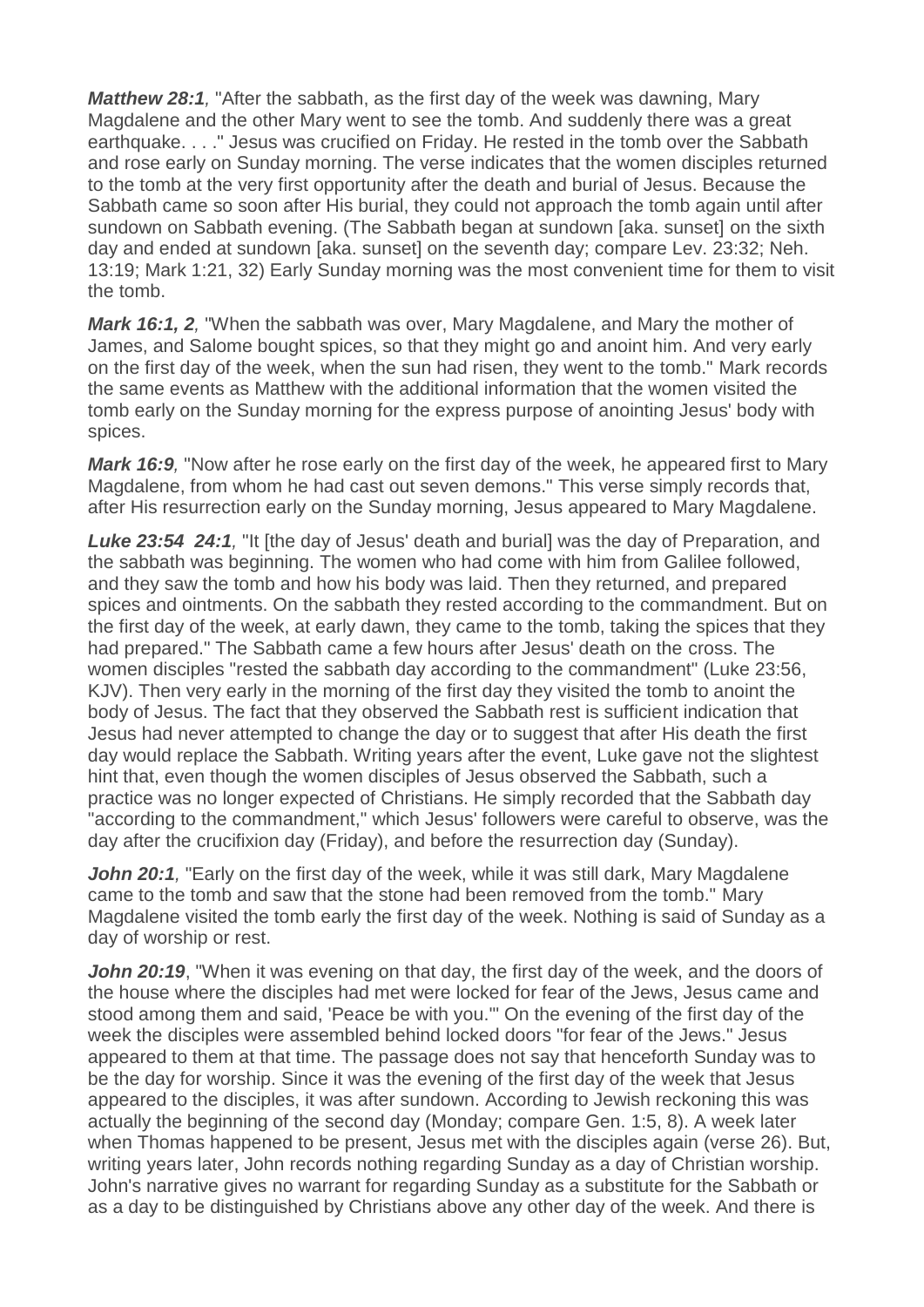***Matthew 28:1**,* "After the sabbath, as the first day of the week was dawning, Mary Magdalene and the other Mary went to see the tomb. And suddenly there was a great earthquake. . . ." Jesus was crucified on Friday. He rested in the tomb over the Sabbath and rose early on Sunday morning. The verse indicates that the women disciples returned to the tomb at the very first opportunity after the death and burial of Jesus. Because the Sabbath came so soon after His burial, they could not approach the tomb again until after sundown on Sabbath evening. (The Sabbath began at sundown [aka. sunset] on the sixth day and ended at sundown [aka. sunset] on the seventh day; compare Lev. 23:32; Neh. 13:19; Mark 1:21, 32) Early Sunday morning was the most convenient time for them to visit the tomb.

***Mark 16:1, 2**,* "When the sabbath was over, Mary Magdalene, and Mary the mother of James, and Salome bought spices, so that they might go and anoint him. And very early on the first day of the week, when the sun had risen, they went to the tomb." Mark records the same events as Matthew with the additional information that the women visited the tomb early on the Sunday morning for the express purpose of anointing Jesus' body with spices.

***Mark 16:9**,* "Now after he rose early on the first day of the week, he appeared first to Mary Magdalene, from whom he had cast out seven demons." This verse simply records that, after His resurrection early on the Sunday morning, Jesus appeared to Mary Magdalene.

***Luke 23:54 24:1**,* "It [the day of Jesus' death and burial] was the day of Preparation, and the sabbath was beginning. The women who had come with him from Galilee followed, and they saw the tomb and how his body was laid. Then they returned, and prepared spices and ointments. On the sabbath they rested according to the commandment. But on the first day of the week, at early dawn, they came to the tomb, taking the spices that they had prepared." The Sabbath came a few hours after Jesus' death on the cross. The women disciples "rested the sabbath day according to the commandment" (Luke 23:56, KJV). Then very early in the morning of the first day they visited the tomb to anoint the body of Jesus. The fact that they observed the Sabbath rest is sufficient indication that Jesus had never attempted to change the day or to suggest that after His death the first day would replace the Sabbath. Writing years after the event, Luke gave not the slightest hint that, even though the women disciples of Jesus observed the Sabbath, such a practice was no longer expected of Christians. He simply recorded that the Sabbath day "according to the commandment," which Jesus' followers were careful to observe, was the day after the crucifixion day (Friday), and before the resurrection day (Sunday).

***John 20:1**,* "Early on the first day of the week, while it was still dark, Mary Magdalene came to the tomb and saw that the stone had been removed from the tomb." Mary Magdalene visited the tomb early the first day of the week. Nothing is said of Sunday as a day of worship or rest.

***John 20:19***, "When it was evening on that day, the first day of the week, and the doors of the house where the disciples had met were locked for fear of the Jews, Jesus came and stood among them and said, 'Peace be with you.'" On the evening of the first day of the week the disciples were assembled behind locked doors "for fear of the Jews." Jesus appeared to them at that time. The passage does not say that henceforth Sunday was to be the day for worship. Since it was the evening of the first day of the week that Jesus appeared to the disciples, it was after sundown. According to Jewish reckoning this was actually the beginning of the second day (Monday; compare Gen. 1:5, 8). A week later when Thomas happened to be present, Jesus met with the disciples again (verse 26). But, writing years later, John records nothing regarding Sunday as a day of Christian worship. John's narrative gives no warrant for regarding Sunday as a substitute for the Sabbath or as a day to be distinguished by Christians above any other day of the week. And there is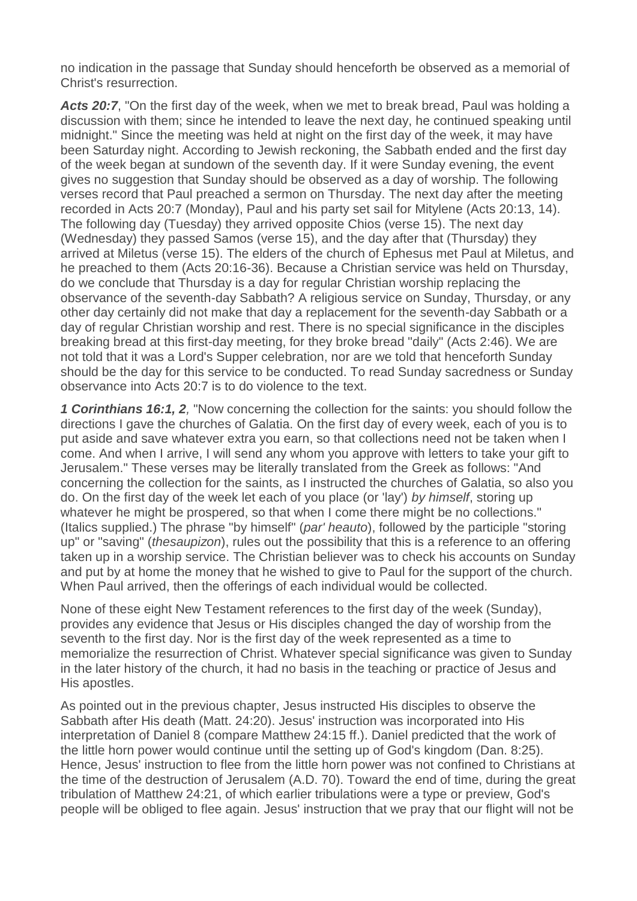no indication in the passage that Sunday should henceforth be observed as a memorial of Christ's resurrection.

***Acts 20:7***, "On the first day of the week, when we met to break bread, Paul was holding a discussion with them; since he intended to leave the next day, he continued speaking until midnight." Since the meeting was held at night on the first day of the week, it may have been Saturday night. According to Jewish reckoning, the Sabbath ended and the first day of the week began at sundown of the seventh day. If it were Sunday evening, the event gives no suggestion that Sunday should be observed as a day of worship. The following verses record that Paul preached a sermon on Thursday. The next day after the meeting recorded in Acts 20:7 (Monday), Paul and his party set sail for Mitylene (Acts 20:13, 14). The following day (Tuesday) they arrived opposite Chios (verse 15). The next day (Wednesday) they passed Samos (verse 15), and the day after that (Thursday) they arrived at Miletus (verse 15). The elders of the church of Ephesus met Paul at Miletus, and he preached to them (Acts 20:16-36). Because a Christian service was held on Thursday, do we conclude that Thursday is a day for regular Christian worship replacing the observance of the seventh-day Sabbath? A religious service on Sunday, Thursday, or any other day certainly did not make that day a replacement for the seventh-day Sabbath or a day of regular Christian worship and rest. There is no special significance in the disciples breaking bread at this first-day meeting, for they broke bread "daily" (Acts 2:46). We are not told that it was a Lord's Supper celebration, nor are we told that henceforth Sunday should be the day for this service to be conducted. To read Sunday sacredness or Sunday observance into Acts 20:7 is to do violence to the text.

***1 Corinthians 16:1, 2***, "Now concerning the collection for the saints: you should follow the directions I gave the churches of Galatia. On the first day of every week, each of you is to put aside and save whatever extra you earn, so that collections need not be taken when I come. And when I arrive, I will send any whom you approve with letters to take your gift to Jerusalem." These verses may be literally translated from the Greek as follows: "And concerning the collection for the saints, as I instructed the churches of Galatia, so also you do. On the first day of the week let each of you place (or 'lay') *by himself*, storing up whatever he might be prospered, so that when I come there might be no collections." (Italics supplied.) The phrase "by himself" (*par' heauto*), followed by the participle "storing up" or "saving" (*thesaupizon*), rules out the possibility that this is a reference to an offering taken up in a worship service. The Christian believer was to check his accounts on Sunday and put by at home the money that he wished to give to Paul for the support of the church. When Paul arrived, then the offerings of each individual would be collected.

None of these eight New Testament references to the first day of the week (Sunday), provides any evidence that Jesus or His disciples changed the day of worship from the seventh to the first day. Nor is the first day of the week represented as a time to memorialize the resurrection of Christ. Whatever special significance was given to Sunday in the later history of the church, it had no basis in the teaching or practice of Jesus and His apostles.

As pointed out in the previous chapter, Jesus instructed His disciples to observe the Sabbath after His death (Matt. 24:20). Jesus' instruction was incorporated into His interpretation of Daniel 8 (compare Matthew 24:15 ff.). Daniel predicted that the work of the little horn power would continue until the setting up of God's kingdom (Dan. 8:25). Hence, Jesus' instruction to flee from the little horn power was not confined to Christians at the time of the destruction of Jerusalem (A.D. 70). Toward the end of time, during the great tribulation of Matthew 24:21, of which earlier tribulations were a type or preview, God's people will be obliged to flee again. Jesus' instruction that we pray that our flight will not be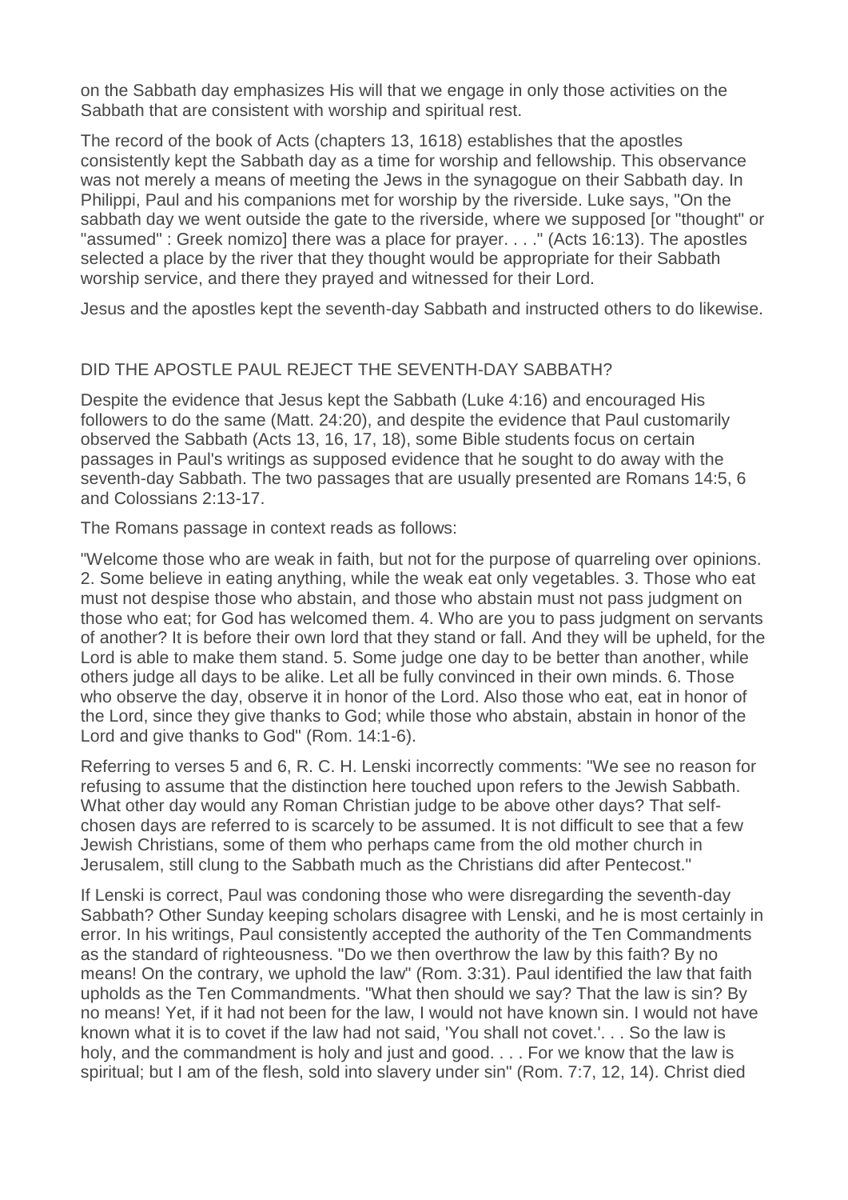on the Sabbath day emphasizes His will that we engage in only those activities on the Sabbath that are consistent with worship and spiritual rest.

The record of the book of Acts (chapters 13, 1618) establishes that the apostles consistently kept the Sabbath day as a time for worship and fellowship. This observance was not merely a means of meeting the Jews in the synagogue on their Sabbath day. In Philippi, Paul and his companions met for worship by the riverside. Luke says, "On the sabbath day we went outside the gate to the riverside, where we supposed [or "thought" or "assumed" : Greek nomizo] there was a place for prayer. . . ." (Acts 16:13). The apostles selected a place by the river that they thought would be appropriate for their Sabbath worship service, and there they prayed and witnessed for their Lord.

Jesus and the apostles kept the seventh-day Sabbath and instructed others to do likewise.

## DID THE APOSTLE PAUL REJECT THE SEVENTH-DAY SABBATH?

Despite the evidence that Jesus kept the Sabbath (Luke 4:16) and encouraged His followers to do the same (Matt. 24:20), and despite the evidence that Paul customarily observed the Sabbath (Acts 13, 16, 17, 18), some Bible students focus on certain passages in Paul's writings as supposed evidence that he sought to do away with the seventh-day Sabbath. The two passages that are usually presented are Romans 14:5, 6 and Colossians 2:13-17.

The Romans passage in context reads as follows:

"Welcome those who are weak in faith, but not for the purpose of quarreling over opinions. 2. Some believe in eating anything, while the weak eat only vegetables. 3. Those who eat must not despise those who abstain, and those who abstain must not pass judgment on those who eat; for God has welcomed them. 4. Who are you to pass judgment on servants of another? It is before their own lord that they stand or fall. And they will be upheld, for the Lord is able to make them stand. 5. Some judge one day to be better than another, while others judge all days to be alike. Let all be fully convinced in their own minds. 6. Those who observe the day, observe it in honor of the Lord. Also those who eat, eat in honor of the Lord, since they give thanks to God; while those who abstain, abstain in honor of the Lord and give thanks to God" (Rom. 14:1-6).

Referring to verses 5 and 6, R. C. H. Lenski incorrectly comments: "We see no reason for refusing to assume that the distinction here touched upon refers to the Jewish Sabbath. What other day would any Roman Christian judge to be above other days? That self-chosen days are referred to is scarcely to be assumed. It is not difficult to see that a few Jewish Christians, some of them who perhaps came from the old mother church in Jerusalem, still clung to the Sabbath much as the Christians did after Pentecost."

If Lenski is correct, Paul was condoning those who were disregarding the seventh-day Sabbath? Other Sunday keeping scholars disagree with Lenski, and he is most certainly in error. In his writings, Paul consistently accepted the authority of the Ten Commandments as the standard of righteousness. "Do we then overthrow the law by this faith? By no means! On the contrary, we uphold the law" (Rom. 3:31). Paul identified the law that faith upholds as the Ten Commandments. "What then should we say? That the law is sin? By no means! Yet, if it had not been for the law, I would not have known sin. I would not have known what it is to covet if the law had not said, 'You shall not covet.'. . . So the law is holy, and the commandment is holy and just and good. . . . For we know that the law is spiritual; but I am of the flesh, sold into slavery under sin" (Rom. 7:7, 12, 14). Christ died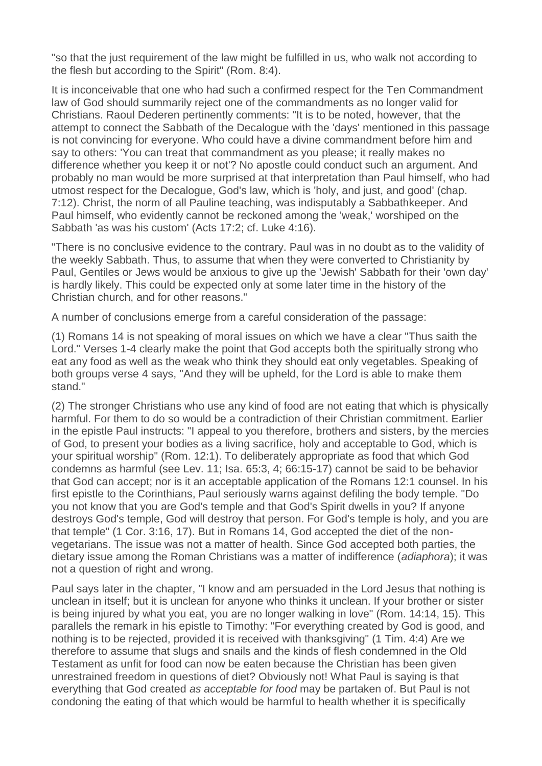"so that the just requirement of the law might be fulfilled in us, who walk not according to the flesh but according to the Spirit" (Rom. 8:4).

It is inconceivable that one who had such a confirmed respect for the Ten Commandment law of God should summarily reject one of the commandments as no longer valid for Christians. Raoul Dederen pertinently comments: "It is to be noted, however, that the attempt to connect the Sabbath of the Decalogue with the 'days' mentioned in this passage is not convincing for everyone. Who could have a divine commandment before him and say to others: 'You can treat that commandment as you please; it really makes no difference whether you keep it or not'? No apostle could conduct such an argument. And probably no man would be more surprised at that interpretation than Paul himself, who had utmost respect for the Decalogue, God's law, which is 'holy, and just, and good' (chap. 7:12). Christ, the norm of all Pauline teaching, was indisputably a Sabbathkeeper. And Paul himself, who evidently cannot be reckoned among the 'weak,' worshiped on the Sabbath 'as was his custom' (Acts 17:2; cf. Luke 4:16).

"There is no conclusive evidence to the contrary. Paul was in no doubt as to the validity of the weekly Sabbath. Thus, to assume that when they were converted to Christianity by Paul, Gentiles or Jews would be anxious to give up the 'Jewish' Sabbath for their 'own day' is hardly likely. This could be expected only at some later time in the history of the Christian church, and for other reasons."

A number of conclusions emerge from a careful consideration of the passage:

(1) Romans 14 is not speaking of moral issues on which we have a clear "Thus saith the Lord." Verses 1-4 clearly make the point that God accepts both the spiritually strong who eat any food as well as the weak who think they should eat only vegetables. Speaking of both groups verse 4 says, "And they will be upheld, for the Lord is able to make them stand."

(2) The stronger Christians who use any kind of food are not eating that which is physically harmful. For them to do so would be a contradiction of their Christian commitment. Earlier in the epistle Paul instructs: "I appeal to you therefore, brothers and sisters, by the mercies of God, to present your bodies as a living sacrifice, holy and acceptable to God, which is your spiritual worship" (Rom. 12:1). To deliberately appropriate as food that which God condemns as harmful (see Lev. 11; Isa. 65:3, 4; 66:15-17) cannot be said to be behavior that God can accept; nor is it an acceptable application of the Romans 12:1 counsel. In his first epistle to the Corinthians, Paul seriously warns against defiling the body temple. "Do you not know that you are God's temple and that God's Spirit dwells in you? If anyone destroys God's temple, God will destroy that person. For God's temple is holy, and you are that temple" (1 Cor. 3:16, 17). But in Romans 14, God accepted the diet of the non-vegetarians. The issue was not a matter of health. Since God accepted both parties, the dietary issue among the Roman Christians was a matter of indifference (*adiaphora*); it was not a question of right and wrong.

Paul says later in the chapter, "I know and am persuaded in the Lord Jesus that nothing is unclean in itself; but it is unclean for anyone who thinks it unclean. If your brother or sister is being injured by what you eat, you are no longer walking in love" (Rom. 14:14, 15). This parallels the remark in his epistle to Timothy: "For everything created by God is good, and nothing is to be rejected, provided it is received with thanksgiving" (1 Tim. 4:4) Are we therefore to assume that slugs and snails and the kinds of flesh condemned in the Old Testament as unfit for food can now be eaten because the Christian has been given unrestrained freedom in questions of diet? Obviously not! What Paul is saying is that everything that God created *as acceptable for food* may be partaken of. But Paul is not condoning the eating of that which would be harmful to health whether it is specifically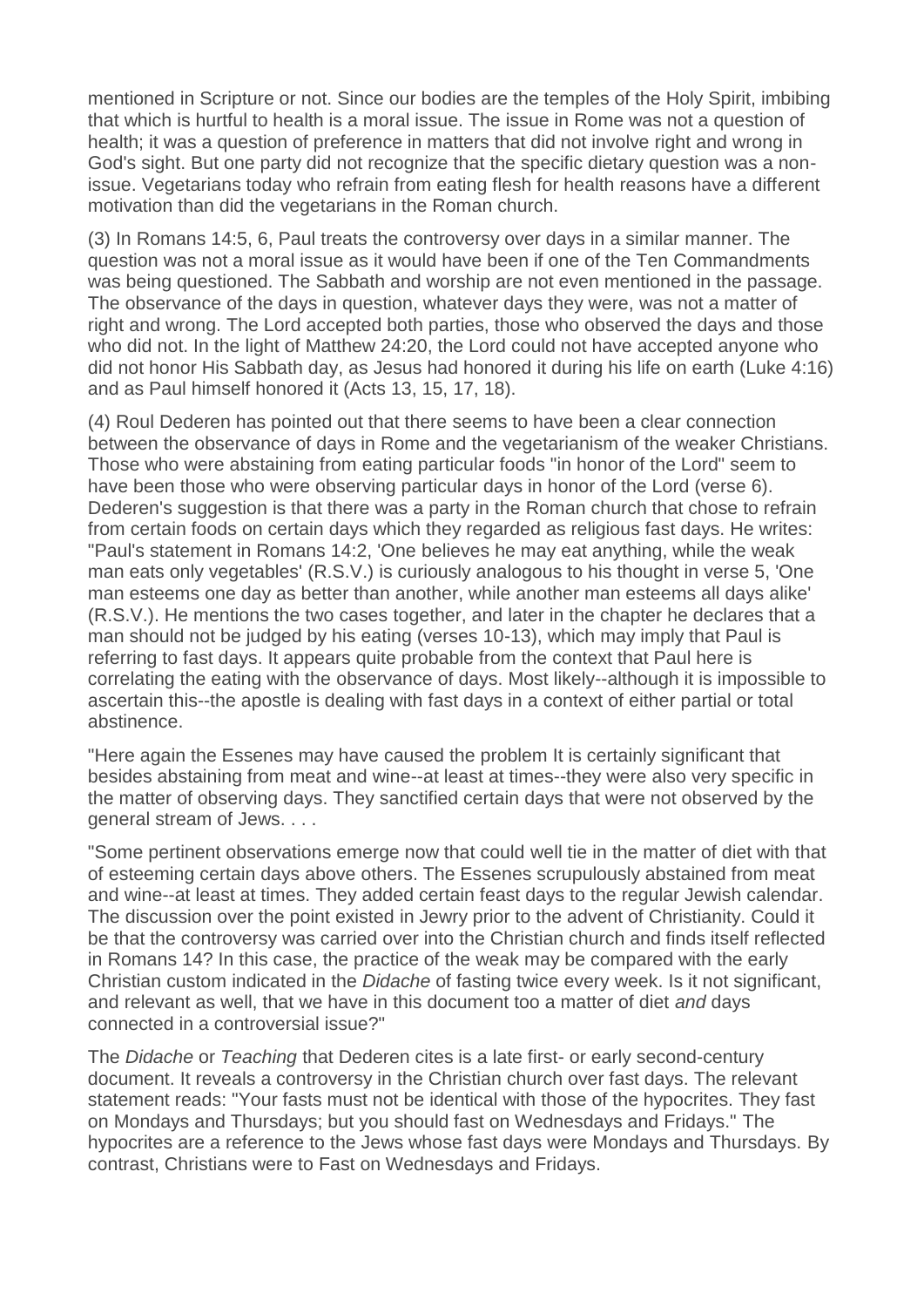mentioned in Scripture or not. Since our bodies are the temples of the Holy Spirit, imbibing that which is hurtful to health is a moral issue. The issue in Rome was not a question of health; it was a question of preference in matters that did not involve right and wrong in God's sight. But one party did not recognize that the specific dietary question was a non-issue. Vegetarians today who refrain from eating flesh for health reasons have a different motivation than did the vegetarians in the Roman church.

(3) In Romans 14:5, 6, Paul treats the controversy over days in a similar manner. The question was not a moral issue as it would have been if one of the Ten Commandments was being questioned. The Sabbath and worship are not even mentioned in the passage. The observance of the days in question, whatever days they were, was not a matter of right and wrong. The Lord accepted both parties, those who observed the days and those who did not. In the light of Matthew 24:20, the Lord could not have accepted anyone who did not honor His Sabbath day, as Jesus had honored it during his life on earth (Luke 4:16) and as Paul himself honored it (Acts 13, 15, 17, 18).

(4) Roul Dederen has pointed out that there seems to have been a clear connection between the observance of days in Rome and the vegetarianism of the weaker Christians. Those who were abstaining from eating particular foods "in honor of the Lord" seem to have been those who were observing particular days in honor of the Lord (verse 6). Dederen's suggestion is that there was a party in the Roman church that chose to refrain from certain foods on certain days which they regarded as religious fast days. He writes: "Paul's statement in Romans 14:2, 'One believes he may eat anything, while the weak man eats only vegetables' (R.S.V.) is curiously analogous to his thought in verse 5, 'One man esteems one day as better than another, while another man esteems all days alike' (R.S.V.). He mentions the two cases together, and later in the chapter he declares that a man should not be judged by his eating (verses 10-13), which may imply that Paul is referring to fast days. It appears quite probable from the context that Paul here is correlating the eating with the observance of days. Most likely--although it is impossible to ascertain this--the apostle is dealing with fast days in a context of either partial or total abstinence.

"Here again the Essenes may have caused the problem It is certainly significant that besides abstaining from meat and wine--at least at times--they were also very specific in the matter of observing days. They sanctified certain days that were not observed by the general stream of Jews. . . .

"Some pertinent observations emerge now that could well tie in the matter of diet with that of esteeming certain days above others. The Essenes scrupulously abstained from meat and wine--at least at times. They added certain feast days to the regular Jewish calendar. The discussion over the point existed in Jewry prior to the advent of Christianity. Could it be that the controversy was carried over into the Christian church and finds itself reflected in Romans 14? In this case, the practice of the weak may be compared with the early Christian custom indicated in the *Didache* of fasting twice every week. Is it not significant, and relevant as well, that we have in this document too a matter of diet *and* days connected in a controversial issue?"

The *Didache* or *Teaching* that Dederen cites is a late first- or early second-century document. It reveals a controversy in the Christian church over fast days. The relevant statement reads: "Your fasts must not be identical with those of the hypocrites. They fast on Mondays and Thursdays; but you should fast on Wednesdays and Fridays." The hypocrites are a reference to the Jews whose fast days were Mondays and Thursdays. By contrast, Christians were to Fast on Wednesdays and Fridays.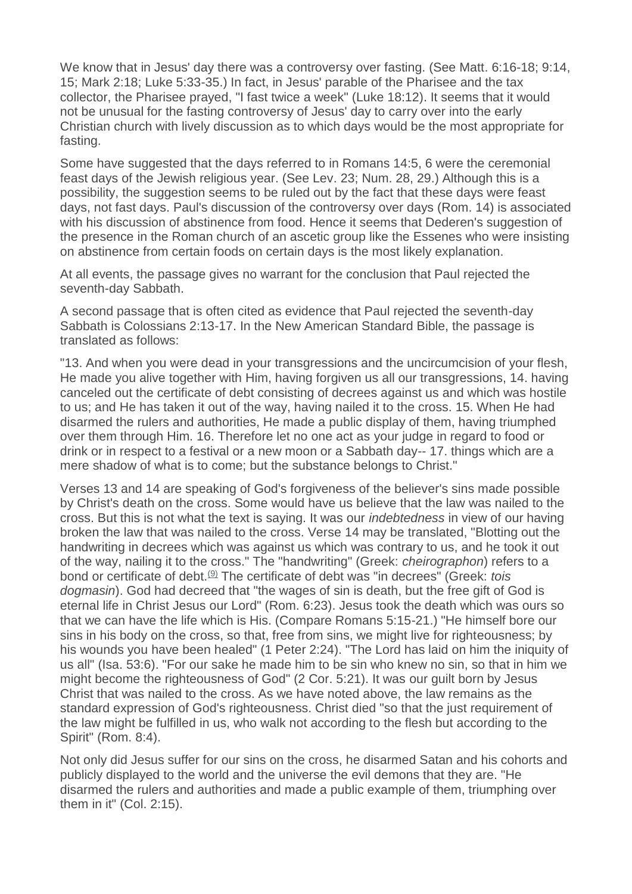We know that in Jesus' day there was a controversy over fasting. (See Matt. 6:16-18; 9:14, 15; Mark 2:18; Luke 5:33-35.) In fact, in Jesus' parable of the Pharisee and the tax collector, the Pharisee prayed, "I fast twice a week" (Luke 18:12). It seems that it would not be unusual for the fasting controversy of Jesus' day to carry over into the early Christian church with lively discussion as to which days would be the most appropriate for fasting.

Some have suggested that the days referred to in Romans 14:5, 6 were the ceremonial feast days of the Jewish religious year. (See Lev. 23; Num. 28, 29.) Although this is a possibility, the suggestion seems to be ruled out by the fact that these days were feast days, not fast days. Paul's discussion of the controversy over days (Rom. 14) is associated with his discussion of abstinence from food. Hence it seems that Dederen's suggestion of the presence in the Roman church of an ascetic group like the Essenes who were insisting on abstinence from certain foods on certain days is the most likely explanation.

At all events, the passage gives no warrant for the conclusion that Paul rejected the seventh-day Sabbath.

A second passage that is often cited as evidence that Paul rejected the seventh-day Sabbath is Colossians 2:13-17. In the New American Standard Bible, the passage is translated as follows:

"13. And when you were dead in your transgressions and the uncircumcision of your flesh, He made you alive together with Him, having forgiven us all our transgressions, 14. having canceled out the certificate of debt consisting of decrees against us and which was hostile to us; and He has taken it out of the way, having nailed it to the cross. 15. When He had disarmed the rulers and authorities, He made a public display of them, having triumphed over them through Him. 16. Therefore let no one act as your judge in regard to food or drink or in respect to a festival or a new moon or a Sabbath day-- 17. things which are a mere shadow of what is to come; but the substance belongs to Christ."

Verses 13 and 14 are speaking of God's forgiveness of the believer's sins made possible by Christ's death on the cross. Some would have us believe that the law was nailed to the cross. But this is not what the text is saying. It was our *indebtedness* in view of our having broken the law that was nailed to the cross. Verse 14 may be translated, "Blotting out the handwriting in decrees which was against us which was contrary to us, and he took it out of the way, nailing it to the cross." The "handwriting" (Greek: *cheirographon*) refers to a bond or certificate of debt.[9] The certificate of debt was "in decrees" (Greek: *tois dogmasin*). God had decreed that "the wages of sin is death, but the free gift of God is eternal life in Christ Jesus our Lord" (Rom. 6:23). Jesus took the death which was ours so that we can have the life which is His. (Compare Romans 5:15-21.) "He himself bore our sins in his body on the cross, so that, free from sins, we might live for righteousness; by his wounds you have been healed" (1 Peter 2:24). "The Lord has laid on him the iniquity of us all" (Isa. 53:6). "For our sake he made him to be sin who knew no sin, so that in him we might become the righteousness of God" (2 Cor. 5:21). It was our guilt born by Jesus Christ that was nailed to the cross. As we have noted above, the law remains as the standard expression of God's righteousness. Christ died "so that the just requirement of the law might be fulfilled in us, who walk not according to the flesh but according to the Spirit" (Rom. 8:4).

Not only did Jesus suffer for our sins on the cross, he disarmed Satan and his cohorts and publicly displayed to the world and the universe the evil demons that they are. "He disarmed the rulers and authorities and made a public example of them, triumphing over them in it" (Col. 2:15).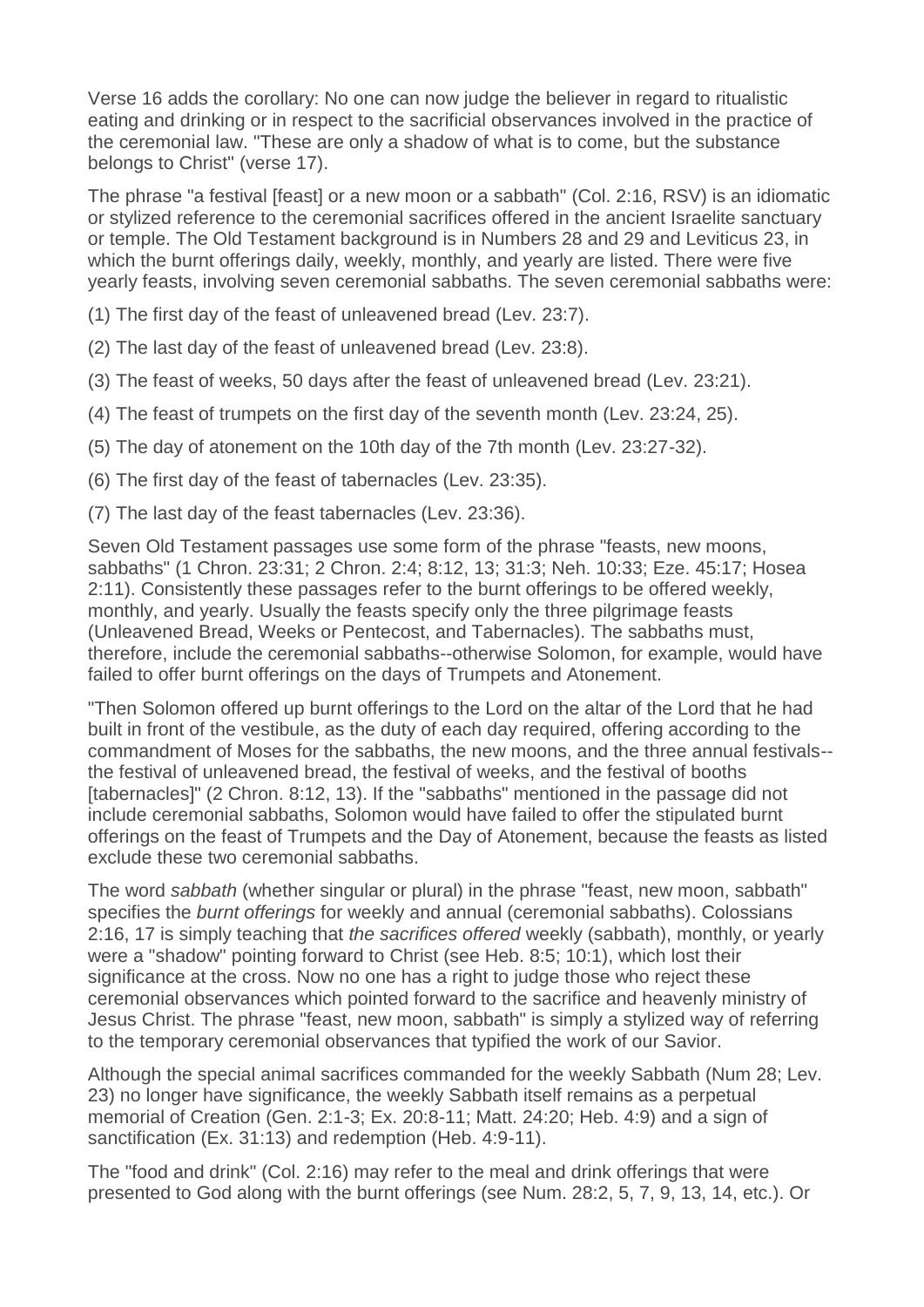Verse 16 adds the corollary: No one can now judge the believer in regard to ritualistic eating and drinking or in respect to the sacrificial observances involved in the practice of the ceremonial law. "These are only a shadow of what is to come, but the substance belongs to Christ" (verse 17).

The phrase "a festival [feast] or a new moon or a sabbath" (Col. 2:16, RSV) is an idiomatic or stylized reference to the ceremonial sacrifices offered in the ancient Israelite sanctuary or temple. The Old Testament background is in Numbers 28 and 29 and Leviticus 23, in which the burnt offerings daily, weekly, monthly, and yearly are listed. There were five yearly feasts, involving seven ceremonial sabbaths. The seven ceremonial sabbaths were:

(1) The first day of the feast of unleavened bread (Lev. 23:7).

(2) The last day of the feast of unleavened bread (Lev. 23:8).

(3) The feast of weeks, 50 days after the feast of unleavened bread (Lev. 23:21).

(4) The feast of trumpets on the first day of the seventh month (Lev. 23:24, 25).

(5) The day of atonement on the 10th day of the 7th month (Lev. 23:27-32).

(6) The first day of the feast of tabernacles (Lev. 23:35).

(7) The last day of the feast tabernacles (Lev. 23:36).

Seven Old Testament passages use some form of the phrase "feasts, new moons, sabbaths" (1 Chron. 23:31; 2 Chron. 2:4; 8:12, 13; 31:3; Neh. 10:33; Eze. 45:17; Hosea 2:11). Consistently these passages refer to the burnt offerings to be offered weekly, monthly, and yearly. Usually the feasts specify only the three pilgrimage feasts (Unleavened Bread, Weeks or Pentecost, and Tabernacles). The sabbaths must, therefore, include the ceremonial sabbaths--otherwise Solomon, for example, would have failed to offer burnt offerings on the days of Trumpets and Atonement.

"Then Solomon offered up burnt offerings to the Lord on the altar of the Lord that he had built in front of the vestibule, as the duty of each day required, offering according to the commandment of Moses for the sabbaths, the new moons, and the three annual festivals--the festival of unleavened bread, the festival of weeks, and the festival of booths [tabernacles]" (2 Chron. 8:12, 13). If the "sabbaths" mentioned in the passage did not include ceremonial sabbaths, Solomon would have failed to offer the stipulated burnt offerings on the feast of Trumpets and the Day of Atonement, because the feasts as listed exclude these two ceremonial sabbaths.

The word *sabbath* (whether singular or plural) in the phrase "feast, new moon, sabbath" specifies the *burnt offerings* for weekly and annual (ceremonial sabbaths). Colossians 2:16, 17 is simply teaching that *the sacrifices offered* weekly (sabbath), monthly, or yearly were a "shadow" pointing forward to Christ (see Heb. 8:5; 10:1), which lost their significance at the cross. Now no one has a right to judge those who reject these ceremonial observances which pointed forward to the sacrifice and heavenly ministry of Jesus Christ. The phrase "feast, new moon, sabbath" is simply a stylized way of referring to the temporary ceremonial observances that typified the work of our Savior.

Although the special animal sacrifices commanded for the weekly Sabbath (Num 28; Lev. 23) no longer have significance, the weekly Sabbath itself remains as a perpetual memorial of Creation (Gen. 2:1-3; Ex. 20:8-11; Matt. 24:20; Heb. 4:9) and a sign of sanctification (Ex. 31:13) and redemption (Heb. 4:9-11).

The "food and drink" (Col. 2:16) may refer to the meal and drink offerings that were presented to God along with the burnt offerings (see Num. 28:2, 5, 7, 9, 13, 14, etc.). Or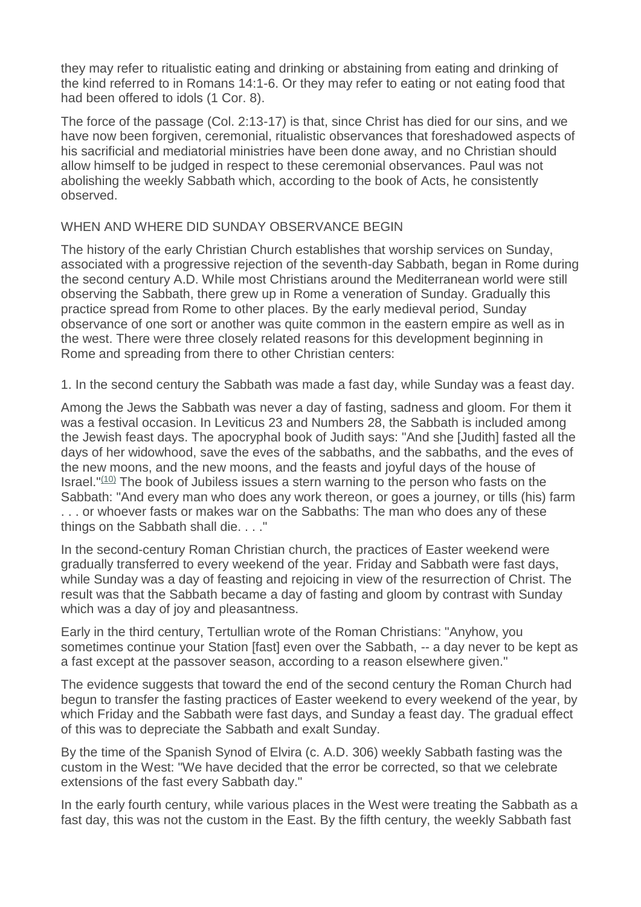they may refer to ritualistic eating and drinking or abstaining from eating and drinking of the kind referred to in Romans 14:1-6. Or they may refer to eating or not eating food that had been offered to idols (1 Cor. 8).

The force of the passage (Col. 2:13-17) is that, since Christ has died for our sins, and we have now been forgiven, ceremonial, ritualistic observances that foreshadowed aspects of his sacrificial and mediatorial ministries have been done away, and no Christian should allow himself to be judged in respect to these ceremonial observances. Paul was not abolishing the weekly Sabbath which, according to the book of Acts, he consistently observed.

## WHEN AND WHERE DID SUNDAY OBSERVANCE BEGIN

The history of the early Christian Church establishes that worship services on Sunday, associated with a progressive rejection of the seventh-day Sabbath, began in Rome during the second century A.D. While most Christians around the Mediterranean world were still observing the Sabbath, there grew up in Rome a veneration of Sunday. Gradually this practice spread from Rome to other places. By the early medieval period, Sunday observance of one sort or another was quite common in the eastern empire as well as in the west. There were three closely related reasons for this development beginning in Rome and spreading from there to other Christian centers:

1. In the second century the Sabbath was made a fast day, while Sunday was a feast day.

Among the Jews the Sabbath was never a day of fasting, sadness and gloom. For them it was a festival occasion. In Leviticus 23 and Numbers 28, the Sabbath is included among the Jewish feast days. The apocryphal book of Judith says: "And she [Judith] fasted all the days of her widowhood, save the eves of the sabbaths, and the sabbaths, and the eves of the new moons, and the new moons, and the feasts and joyful days of the house of Israel."[(10)] The book of Jubiless issues a stern warning to the person who fasts on the Sabbath: "And every man who does any work thereon, or goes a journey, or tills (his) farm . . . or whoever fasts or makes war on the Sabbaths: The man who does any of these things on the Sabbath shall die. . . ."

In the second-century Roman Christian church, the practices of Easter weekend were gradually transferred to every weekend of the year. Friday and Sabbath were fast days, while Sunday was a day of feasting and rejoicing in view of the resurrection of Christ. The result was that the Sabbath became a day of fasting and gloom by contrast with Sunday which was a day of joy and pleasantness.

Early in the third century, Tertullian wrote of the Roman Christians: "Anyhow, you sometimes continue your Station [fast] even over the Sabbath, -- a day never to be kept as a fast except at the passover season, according to a reason elsewhere given."

The evidence suggests that toward the end of the second century the Roman Church had begun to transfer the fasting practices of Easter weekend to every weekend of the year, by which Friday and the Sabbath were fast days, and Sunday a feast day. The gradual effect of this was to depreciate the Sabbath and exalt Sunday.

By the time of the Spanish Synod of Elvira (c. A.D. 306) weekly Sabbath fasting was the custom in the West: "We have decided that the error be corrected, so that we celebrate extensions of the fast every Sabbath day."

In the early fourth century, while various places in the West were treating the Sabbath as a fast day, this was not the custom in the East. By the fifth century, the weekly Sabbath fast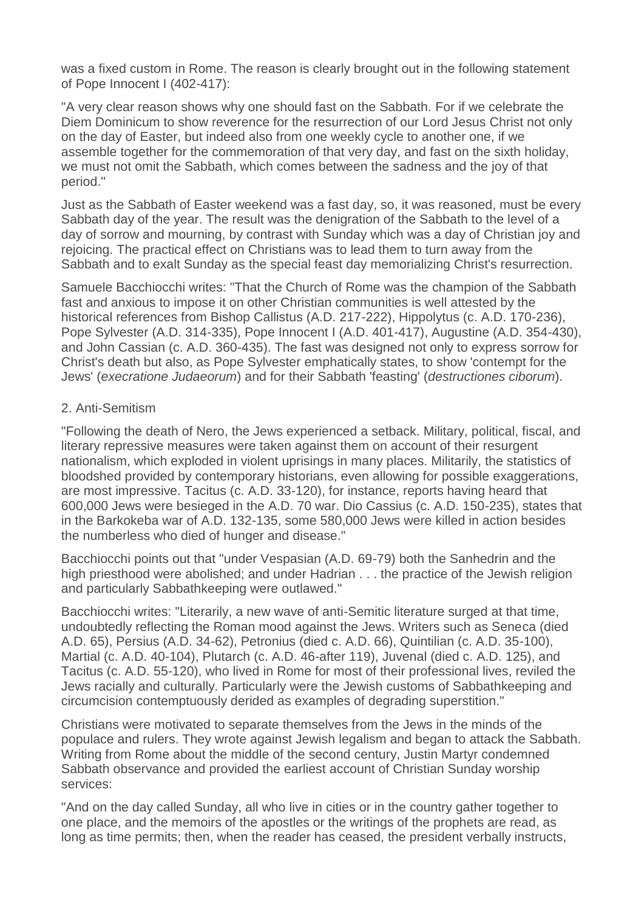was a fixed custom in Rome. The reason is clearly brought out in the following statement of Pope Innocent I (402-417):

"A very clear reason shows why one should fast on the Sabbath. For if we celebrate the Diem Dominicum to show reverence for the resurrection of our Lord Jesus Christ not only on the day of Easter, but indeed also from one weekly cycle to another one, if we assemble together for the commemoration of that very day, and fast on the sixth holiday, we must not omit the Sabbath, which comes between the sadness and the joy of that period."

Just as the Sabbath of Easter weekend was a fast day, so, it was reasoned, must be every Sabbath day of the year. The result was the denigration of the Sabbath to the level of a day of sorrow and mourning, by contrast with Sunday which was a day of Christian joy and rejoicing. The practical effect on Christians was to lead them to turn away from the Sabbath and to exalt Sunday as the special feast day memorializing Christ's resurrection.

Samuele Bacchiocchi writes: "That the Church of Rome was the champion of the Sabbath fast and anxious to impose it on other Christian communities is well attested by the historical references from Bishop Callistus (A.D. 217-222), Hippolytus (c. A.D. 170-236), Pope Sylvester (A.D. 314-335), Pope Innocent I (A.D. 401-417), Augustine (A.D. 354-430), and John Cassian (c. A.D. 360-435). The fast was designed not only to express sorrow for Christ's death but also, as Pope Sylvester emphatically states, to show 'contempt for the Jews' (*execratione Judaeorum*) and for their Sabbath 'feasting' (*destructiones ciborum*).

2. Anti-Semitism

"Following the death of Nero, the Jews experienced a setback. Military, political, fiscal, and literary repressive measures were taken against them on account of their resurgent nationalism, which exploded in violent uprisings in many places. Militarily, the statistics of bloodshed provided by contemporary historians, even allowing for possible exaggerations, are most impressive. Tacitus (c. A.D. 33-120), for instance, reports having heard that 600,000 Jews were besieged in the A.D. 70 war. Dio Cassius (c. A.D. 150-235), states that in the Barkokeba war of A.D. 132-135, some 580,000 Jews were killed in action besides the numberless who died of hunger and disease."

Bacchiocchi points out that "under Vespasian (A.D. 69-79) both the Sanhedrin and the high priesthood were abolished; and under Hadrian . . . the practice of the Jewish religion and particularly Sabbathkeeping were outlawed."

Bacchiocchi writes: "Literarily, a new wave of anti-Semitic literature surged at that time, undoubtedly reflecting the Roman mood against the Jews. Writers such as Seneca (died A.D. 65), Persius (A.D. 34-62), Petronius (died c. A.D. 66), Quintilian (c. A.D. 35-100), Martial (c. A.D. 40-104), Plutarch (c. A.D. 46-after 119), Juvenal (died c. A.D. 125), and Tacitus (c. A.D. 55-120), who lived in Rome for most of their professional lives, reviled the Jews racially and culturally. Particularly were the Jewish customs of Sabbathkeeping and circumcision contemptuously derided as examples of degrading superstition."

Christians were motivated to separate themselves from the Jews in the minds of the populace and rulers. They wrote against Jewish legalism and began to attack the Sabbath. Writing from Rome about the middle of the second century, Justin Martyr condemned Sabbath observance and provided the earliest account of Christian Sunday worship services:

"And on the day called Sunday, all who live in cities or in the country gather together to one place, and the memoirs of the apostles or the writings of the prophets are read, as long as time permits; then, when the reader has ceased, the president verbally instructs,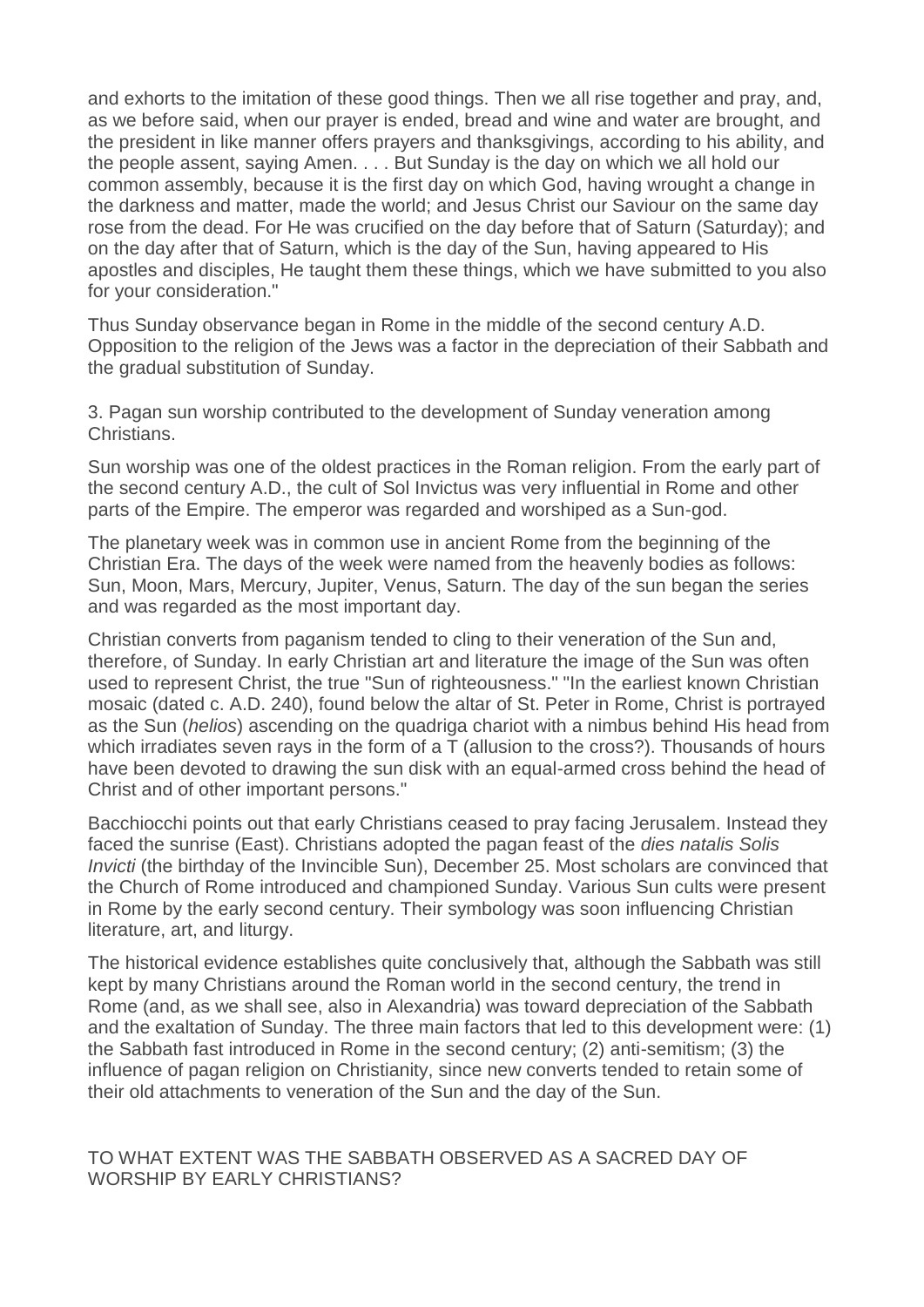and exhorts to the imitation of these good things. Then we all rise together and pray, and, as we before said, when our prayer is ended, bread and wine and water are brought, and the president in like manner offers prayers and thanksgivings, according to his ability, and the people assent, saying Amen. . . . But Sunday is the day on which we all hold our common assembly, because it is the first day on which God, having wrought a change in the darkness and matter, made the world; and Jesus Christ our Saviour on the same day rose from the dead. For He was crucified on the day before that of Saturn (Saturday); and on the day after that of Saturn, which is the day of the Sun, having appeared to His apostles and disciples, He taught them these things, which we have submitted to you also for your consideration."

Thus Sunday observance began in Rome in the middle of the second century A.D. Opposition to the religion of the Jews was a factor in the depreciation of their Sabbath and the gradual substitution of Sunday.

3. Pagan sun worship contributed to the development of Sunday veneration among Christians.

Sun worship was one of the oldest practices in the Roman religion. From the early part of the second century A.D., the cult of Sol Invictus was very influential in Rome and other parts of the Empire. The emperor was regarded and worshiped as a Sun-god.

The planetary week was in common use in ancient Rome from the beginning of the Christian Era. The days of the week were named from the heavenly bodies as follows: Sun, Moon, Mars, Mercury, Jupiter, Venus, Saturn. The day of the sun began the series and was regarded as the most important day.

Christian converts from paganism tended to cling to their veneration of the Sun and, therefore, of Sunday. In early Christian art and literature the image of the Sun was often used to represent Christ, the true "Sun of righteousness." "In the earliest known Christian mosaic (dated c. A.D. 240), found below the altar of St. Peter in Rome, Christ is portrayed as the Sun (*helios*) ascending on the quadriga chariot with a nimbus behind His head from which irradiates seven rays in the form of a T (allusion to the cross?). Thousands of hours have been devoted to drawing the sun disk with an equal-armed cross behind the head of Christ and of other important persons."

Bacchiocchi points out that early Christians ceased to pray facing Jerusalem. Instead they faced the sunrise (East). Christians adopted the pagan feast of the *dies natalis Solis Invicti* (the birthday of the Invincible Sun), December 25. Most scholars are convinced that the Church of Rome introduced and championed Sunday. Various Sun cults were present in Rome by the early second century. Their symbology was soon influencing Christian literature, art, and liturgy.

The historical evidence establishes quite conclusively that, although the Sabbath was still kept by many Christians around the Roman world in the second century, the trend in Rome (and, as we shall see, also in Alexandria) was toward depreciation of the Sabbath and the exaltation of Sunday. The three main factors that led to this development were: (1) the Sabbath fast introduced in Rome in the second century; (2) anti-semitism; (3) the influence of pagan religion on Christianity, since new converts tended to retain some of their old attachments to veneration of the Sun and the day of the Sun.

## TO WHAT EXTENT WAS THE SABBATH OBSERVED AS A SACRED DAY OF WORSHIP BY EARLY CHRISTIANS?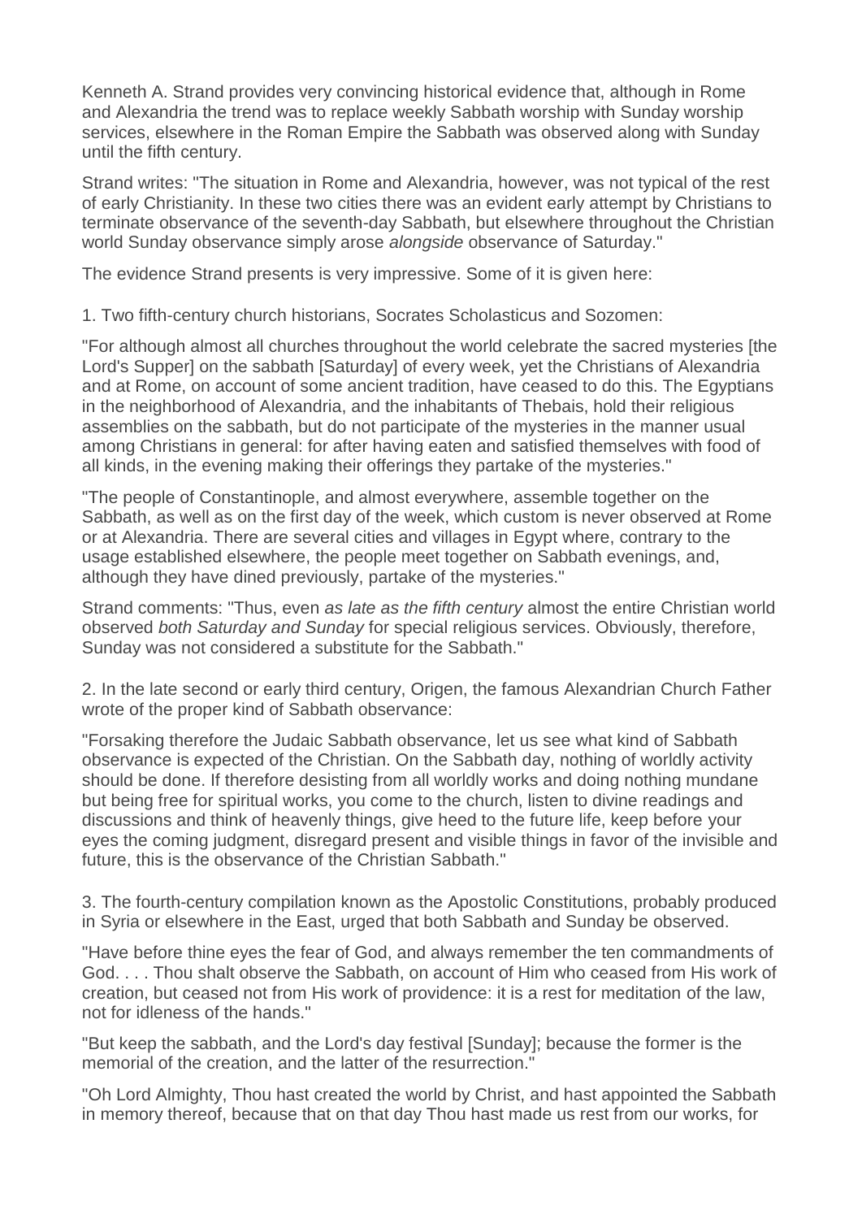Kenneth A. Strand provides very convincing historical evidence that, although in Rome and Alexandria the trend was to replace weekly Sabbath worship with Sunday worship services, elsewhere in the Roman Empire the Sabbath was observed along with Sunday until the fifth century.

Strand writes: "The situation in Rome and Alexandria, however, was not typical of the rest of early Christianity. In these two cities there was an evident early attempt by Christians to terminate observance of the seventh-day Sabbath, but elsewhere throughout the Christian world Sunday observance simply arose *alongside* observance of Saturday."

The evidence Strand presents is very impressive. Some of it is given here:

1. Two fifth-century church historians, Socrates Scholasticus and Sozomen:

"For although almost all churches throughout the world celebrate the sacred mysteries [the Lord's Supper] on the sabbath [Saturday] of every week, yet the Christians of Alexandria and at Rome, on account of some ancient tradition, have ceased to do this. The Egyptians in the neighborhood of Alexandria, and the inhabitants of Thebais, hold their religious assemblies on the sabbath, but do not participate of the mysteries in the manner usual among Christians in general: for after having eaten and satisfied themselves with food of all kinds, in the evening making their offerings they partake of the mysteries."

"The people of Constantinople, and almost everywhere, assemble together on the Sabbath, as well as on the first day of the week, which custom is never observed at Rome or at Alexandria. There are several cities and villages in Egypt where, contrary to the usage established elsewhere, the people meet together on Sabbath evenings, and, although they have dined previously, partake of the mysteries."

Strand comments: "Thus, even *as late as the fifth century* almost the entire Christian world observed *both Saturday and Sunday* for special religious services. Obviously, therefore, Sunday was not considered a substitute for the Sabbath."

2. In the late second or early third century, Origen, the famous Alexandrian Church Father wrote of the proper kind of Sabbath observance:

"Forsaking therefore the Judaic Sabbath observance, let us see what kind of Sabbath observance is expected of the Christian. On the Sabbath day, nothing of worldly activity should be done. If therefore desisting from all worldly works and doing nothing mundane but being free for spiritual works, you come to the church, listen to divine readings and discussions and think of heavenly things, give heed to the future life, keep before your eyes the coming judgment, disregard present and visible things in favor of the invisible and future, this is the observance of the Christian Sabbath."

3. The fourth-century compilation known as the Apostolic Constitutions, probably produced in Syria or elsewhere in the East, urged that both Sabbath and Sunday be observed.

"Have before thine eyes the fear of God, and always remember the ten commandments of God. . . . Thou shalt observe the Sabbath, on account of Him who ceased from His work of creation, but ceased not from His work of providence: it is a rest for meditation of the law, not for idleness of the hands."

"But keep the sabbath, and the Lord's day festival [Sunday]; because the former is the memorial of the creation, and the latter of the resurrection."

"Oh Lord Almighty, Thou hast created the world by Christ, and hast appointed the Sabbath in memory thereof, because that on that day Thou hast made us rest from our works, for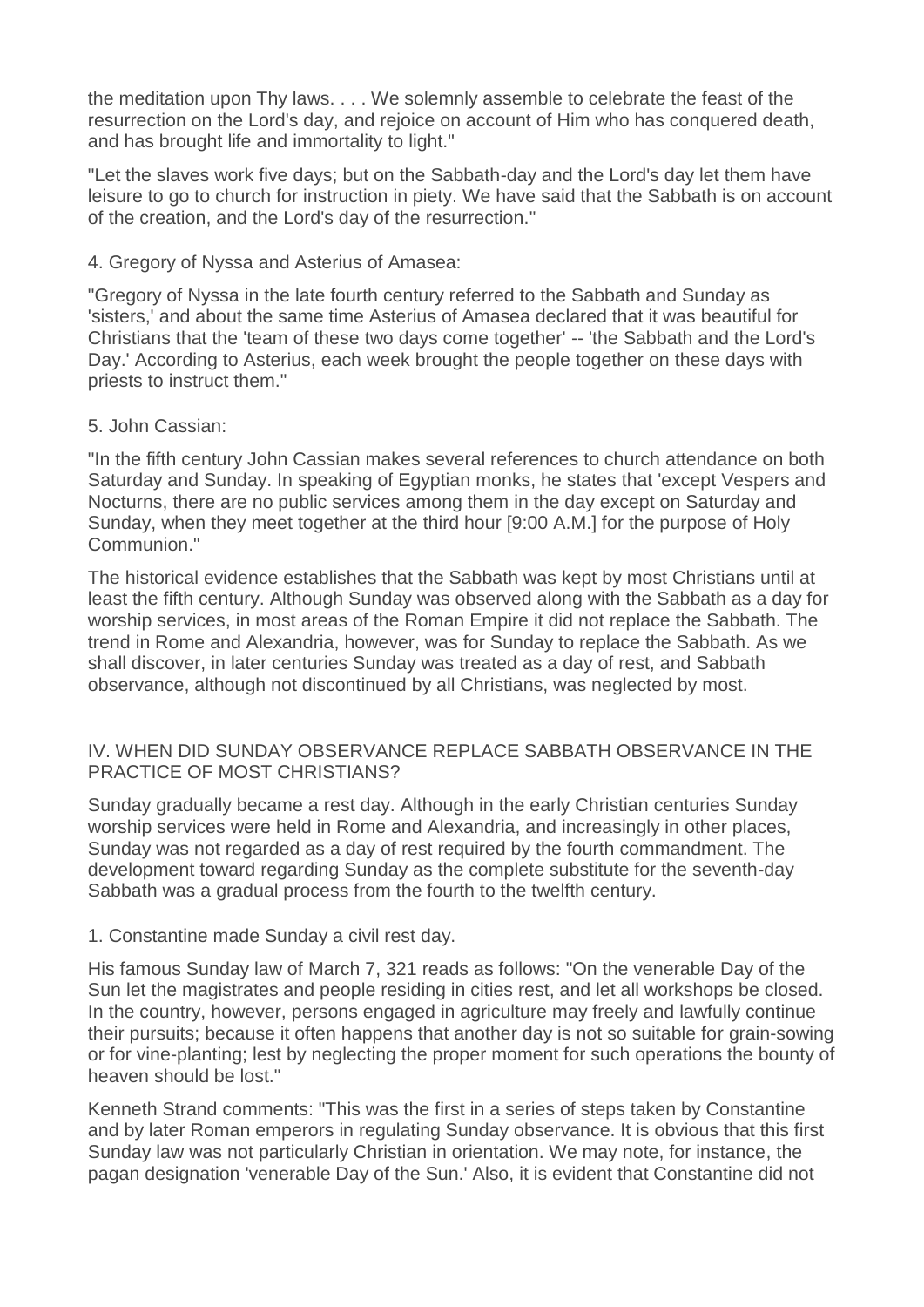the meditation upon Thy laws. . . . We solemnly assemble to celebrate the feast of the resurrection on the Lord's day, and rejoice on account of Him who has conquered death, and has brought life and immortality to light."

"Let the slaves work five days; but on the Sabbath-day and the Lord's day let them have leisure to go to church for instruction in piety. We have said that the Sabbath is on account of the creation, and the Lord's day of the resurrection."

4. Gregory of Nyssa and Asterius of Amasea:

"Gregory of Nyssa in the late fourth century referred to the Sabbath and Sunday as 'sisters,' and about the same time Asterius of Amasea declared that it was beautiful for Christians that the 'team of these two days come together' -- 'the Sabbath and the Lord's Day.' According to Asterius, each week brought the people together on these days with priests to instruct them."

5. John Cassian:

"In the fifth century John Cassian makes several references to church attendance on both Saturday and Sunday. In speaking of Egyptian monks, he states that 'except Vespers and Nocturns, there are no public services among them in the day except on Saturday and Sunday, when they meet together at the third hour [9:00 A.M.] for the purpose of Holy Communion."

The historical evidence establishes that the Sabbath was kept by most Christians until at least the fifth century. Although Sunday was observed along with the Sabbath as a day for worship services, in most areas of the Roman Empire it did not replace the Sabbath. The trend in Rome and Alexandria, however, was for Sunday to replace the Sabbath. As we shall discover, in later centuries Sunday was treated as a day of rest, and Sabbath observance, although not discontinued by all Christians, was neglected by most.

## IV. WHEN DID SUNDAY OBSERVANCE REPLACE SABBATH OBSERVANCE IN THE PRACTICE OF MOST CHRISTIANS?

Sunday gradually became a rest day. Although in the early Christian centuries Sunday worship services were held in Rome and Alexandria, and increasingly in other places, Sunday was not regarded as a day of rest required by the fourth commandment. The development toward regarding Sunday as the complete substitute for the seventh-day Sabbath was a gradual process from the fourth to the twelfth century.

1. Constantine made Sunday a civil rest day.

His famous Sunday law of March 7, 321 reads as follows: "On the venerable Day of the Sun let the magistrates and people residing in cities rest, and let all workshops be closed. In the country, however, persons engaged in agriculture may freely and lawfully continue their pursuits; because it often happens that another day is not so suitable for grain-sowing or for vine-planting; lest by neglecting the proper moment for such operations the bounty of heaven should be lost."

Kenneth Strand comments: "This was the first in a series of steps taken by Constantine and by later Roman emperors in regulating Sunday observance. It is obvious that this first Sunday law was not particularly Christian in orientation. We may note, for instance, the pagan designation 'venerable Day of the Sun.' Also, it is evident that Constantine did not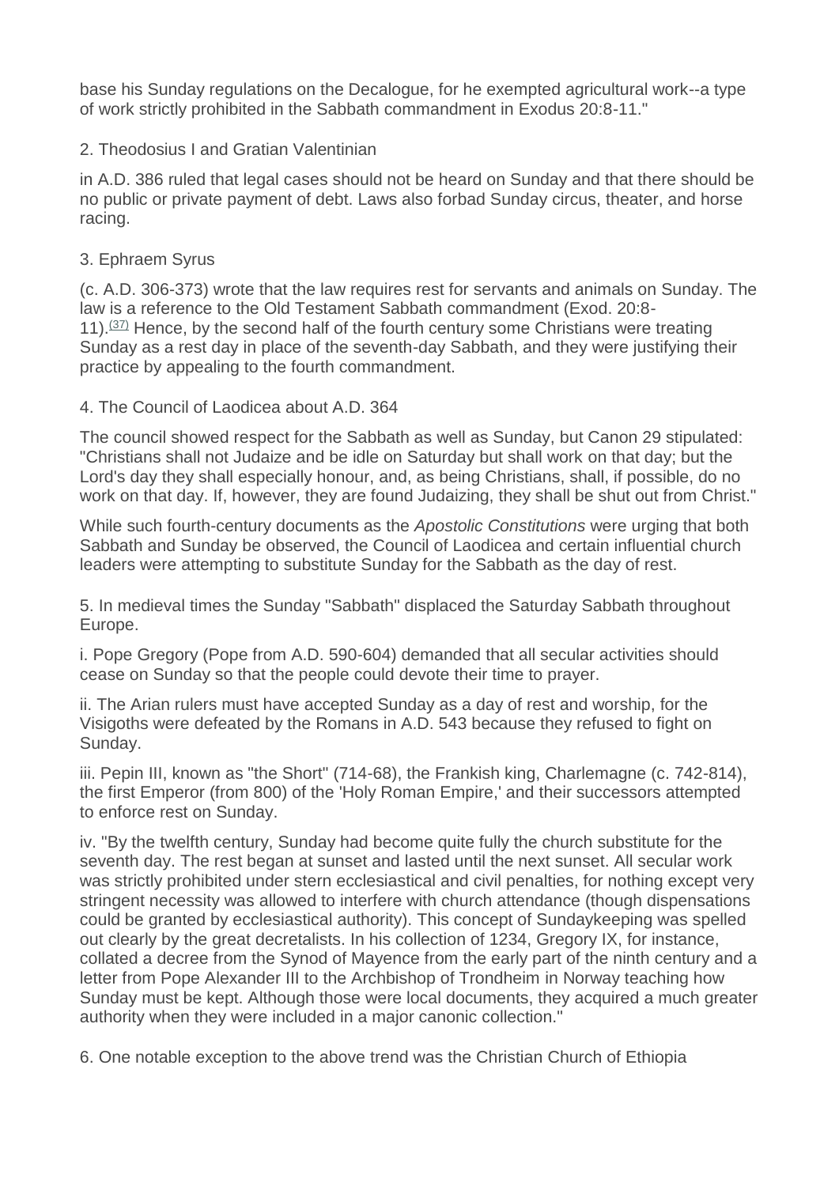base his Sunday regulations on the Decalogue, for he exempted agricultural work--a type of work strictly prohibited in the Sabbath commandment in Exodus 20:8-11."

2. Theodosius I and Gratian Valentinian

in A.D. 386 ruled that legal cases should not be heard on Sunday and that there should be no public or private payment of debt. Laws also forbad Sunday circus, theater, and horse racing.

3. Ephraem Syrus

(c. A.D. 306-373) wrote that the law requires rest for servants and animals on Sunday. The law is a reference to the Old Testament Sabbath commandment (Exod. 20:8-11).[37] Hence, by the second half of the fourth century some Christians were treating Sunday as a rest day in place of the seventh-day Sabbath, and they were justifying their practice by appealing to the fourth commandment.

4. The Council of Laodicea about A.D. 364

The council showed respect for the Sabbath as well as Sunday, but Canon 29 stipulated: "Christians shall not Judaize and be idle on Saturday but shall work on that day; but the Lord's day they shall especially honour, and, as being Christians, shall, if possible, do no work on that day. If, however, they are found Judaizing, they shall be shut out from Christ."

While such fourth-century documents as the *Apostolic Constitutions* were urging that both Sabbath and Sunday be observed, the Council of Laodicea and certain influential church leaders were attempting to substitute Sunday for the Sabbath as the day of rest.

5. In medieval times the Sunday "Sabbath" displaced the Saturday Sabbath throughout Europe.

i. Pope Gregory (Pope from A.D. 590-604) demanded that all secular activities should cease on Sunday so that the people could devote their time to prayer.

ii. The Arian rulers must have accepted Sunday as a day of rest and worship, for the Visigoths were defeated by the Romans in A.D. 543 because they refused to fight on Sunday.

iii. Pepin III, known as "the Short" (714-68), the Frankish king, Charlemagne (c. 742-814), the first Emperor (from 800) of the 'Holy Roman Empire,' and their successors attempted to enforce rest on Sunday.

iv. "By the twelfth century, Sunday had become quite fully the church substitute for the seventh day. The rest began at sunset and lasted until the next sunset. All secular work was strictly prohibited under stern ecclesiastical and civil penalties, for nothing except very stringent necessity was allowed to interfere with church attendance (though dispensations could be granted by ecclesiastical authority). This concept of Sundaykeeping was spelled out clearly by the great decretalists. In his collection of 1234, Gregory IX, for instance, collated a decree from the Synod of Mayence from the early part of the ninth century and a letter from Pope Alexander III to the Archbishop of Trondheim in Norway teaching how Sunday must be kept. Although those were local documents, they acquired a much greater authority when they were included in a major canonic collection."

6. One notable exception to the above trend was the Christian Church of Ethiopia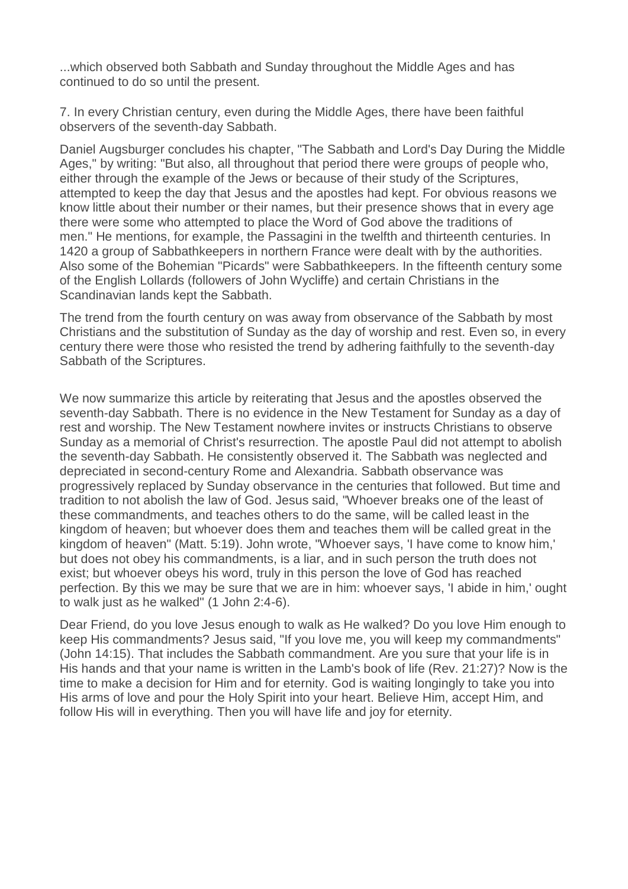...which observed both Sabbath and Sunday throughout the Middle Ages and has continued to do so until the present.

7. In every Christian century, even during the Middle Ages, there have been faithful observers of the seventh-day Sabbath.

Daniel Augsburger concludes his chapter, "The Sabbath and Lord's Day During the Middle Ages," by writing: "But also, all throughout that period there were groups of people who, either through the example of the Jews or because of their study of the Scriptures, attempted to keep the day that Jesus and the apostles had kept. For obvious reasons we know little about their number or their names, but their presence shows that in every age there were some who attempted to place the Word of God above the traditions of men." He mentions, for example, the Passagini in the twelfth and thirteenth centuries. In 1420 a group of Sabbathkeepers in northern France were dealt with by the authorities. Also some of the Bohemian "Picards" were Sabbathkeepers. In the fifteenth century some of the English Lollards (followers of John Wycliffe) and certain Christians in the Scandinavian lands kept the Sabbath.

The trend from the fourth century on was away from observance of the Sabbath by most Christians and the substitution of Sunday as the day of worship and rest. Even so, in every century there were those who resisted the trend by adhering faithfully to the seventh-day Sabbath of the Scriptures.

We now summarize this article by reiterating that Jesus and the apostles observed the seventh-day Sabbath. There is no evidence in the New Testament for Sunday as a day of rest and worship. The New Testament nowhere invites or instructs Christians to observe Sunday as a memorial of Christ's resurrection. The apostle Paul did not attempt to abolish the seventh-day Sabbath. He consistently observed it. The Sabbath was neglected and depreciated in second-century Rome and Alexandria. Sabbath observance was progressively replaced by Sunday observance in the centuries that followed. But time and tradition to not abolish the law of God. Jesus said, "Whoever breaks one of the least of these commandments, and teaches others to do the same, will be called least in the kingdom of heaven; but whoever does them and teaches them will be called great in the kingdom of heaven" (Matt. 5:19). John wrote, "Whoever says, 'I have come to know him,' but does not obey his commandments, is a liar, and in such person the truth does not exist; but whoever obeys his word, truly in this person the love of God has reached perfection. By this we may be sure that we are in him: whoever says, 'I abide in him,' ought to walk just as he walked" (1 John 2:4-6).

Dear Friend, do you love Jesus enough to walk as He walked? Do you love Him enough to keep His commandments? Jesus said, "If you love me, you will keep my commandments" (John 14:15). That includes the Sabbath commandment. Are you sure that your life is in His hands and that your name is written in the Lamb's book of life (Rev. 21:27)? Now is the time to make a decision for Him and for eternity. God is waiting longingly to take you into His arms of love and pour the Holy Spirit into your heart. Believe Him, accept Him, and follow His will in everything. Then you will have life and joy for eternity.